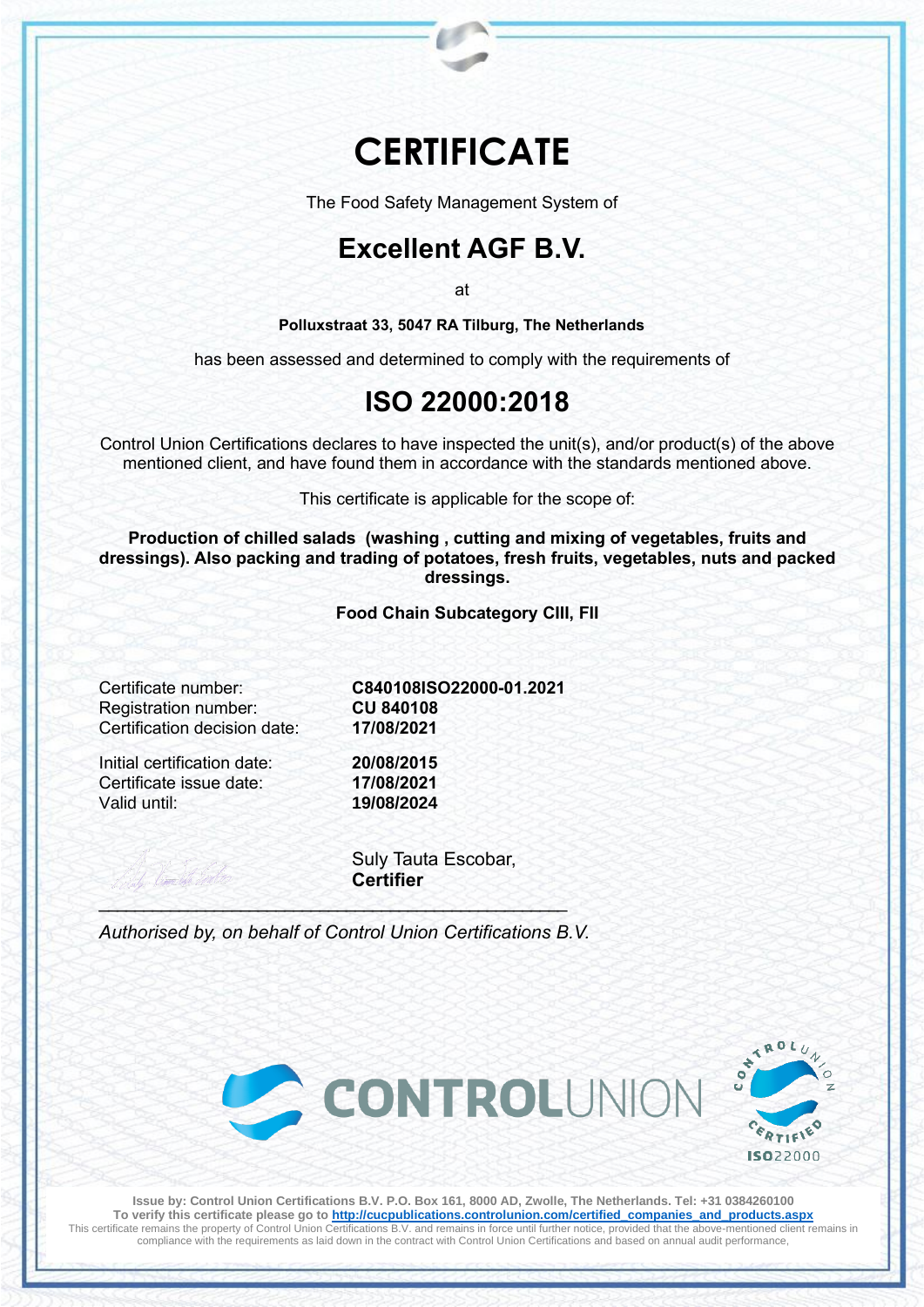# CERTIFICATE

The Food Safety Management System of

## Excellent AGF B.V.

at

**Polluxstraat 33, 5047 RA Tilburg, The Netherlands**

has been assessed and determined to comply with the requirements of

## ISO 22000:2018

Control Union Certifications declares to have inspected the unit(s), and/or product(s) of the above mentioned client, and have found them in accordance with the standards mentioned above.

This certificate is applicable for the scope of:

**Production of chilled salads (washing , cutting and mixing of vegetables, fruits and dressings). Also packing and trading of potatoes, fresh fruits, vegetables, nuts and packed dressings.**

**Food Chain Subcategory CIII, FII**

Certificate number: **C840108ISO22000-01.2021**
Registration number: **CU 840108**
Certification decision date: **17/08/2021**

Initial certification date: **20/08/2015**
Certificate issue date: **17/08/2021**
Valid until: **19/08/2024**

Suly Tauta Escobar,
**Certifier**

*Authorised by, on behalf of Control Union Certifications B.V.*

CONTROLUNION

CONTROL UNION CERTIFIED ISO22000

**Issue by: Control Union Certifications B.V. P.O. Box 161, 8000 AD, Zwolle, The Netherlands. Tel: +31 0384260100**
**To verify this certificate please go to http://cucpublications.controlunion.com/certified_companies_and_products.aspx**
This certificate remains the property of Control Union Certifications B.V. and remains in force until further notice, provided that the above-mentioned client remains in compliance with the requirements as laid down in the contract with Control Union Certifications and based on annual audit performance,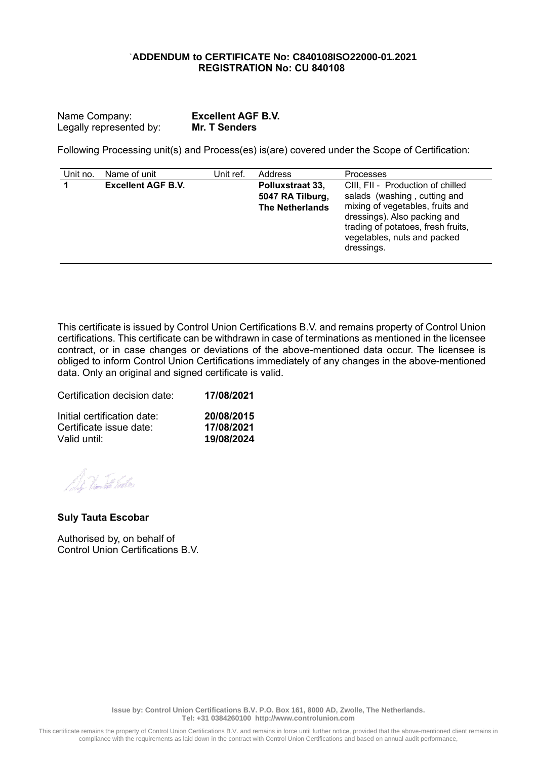**`ADDENDUM to CERTIFICATE No: C840108ISO22000-01.2021**
**REGISTRATION No: CU 840108**

Name Company: **Excellent AGF B.V.**
Legally represented by: **Mr. T Senders**

Following Processing unit(s) and Process(es) is(are) covered under the Scope of Certification:

| Unit no. | Name of unit | Unit ref. | Address | Processes |
|---|---|---|---|---|
| **1** | **Excellent AGF B.V.** | | **Polluxstraat 33, 5047 RA Tilburg, The Netherlands** | CIII, FII - Production of chilled salads (washing , cutting and mixing of vegetables, fruits and dressings). Also packing and trading of potatoes, fresh fruits, vegetables, nuts and packed dressings. |

This certificate is issued by Control Union Certifications B.V. and remains property of Control Union certifications. This certificate can be withdrawn in case of terminations as mentioned in the licensee contract, or in case changes or deviations of the above-mentioned data occur. The licensee is obliged to inform Control Union Certifications immediately of any changes in the above-mentioned data. Only an original and signed certificate is valid.

Certification decision date: **17/08/2021**

Initial certification date: **20/08/2015**
Certificate issue date: **17/08/2021**
Valid until: **19/08/2024**

**Suly Tauta Escobar**

Authorised by, on behalf of
Control Union Certifications B.V.

**Issue by: Control Union Certifications B.V. P.O. Box 161, 8000 AD, Zwolle, The Netherlands.**
**Tel: +31 0384260100 http://www.controlunion.com**

This certificate remains the property of Control Union Certifications B.V. and remains in force until further notice, provided that the above-mentioned client remains in compliance with the requirements as laid down in the contract with Control Union Certifications and based on annual audit performance,